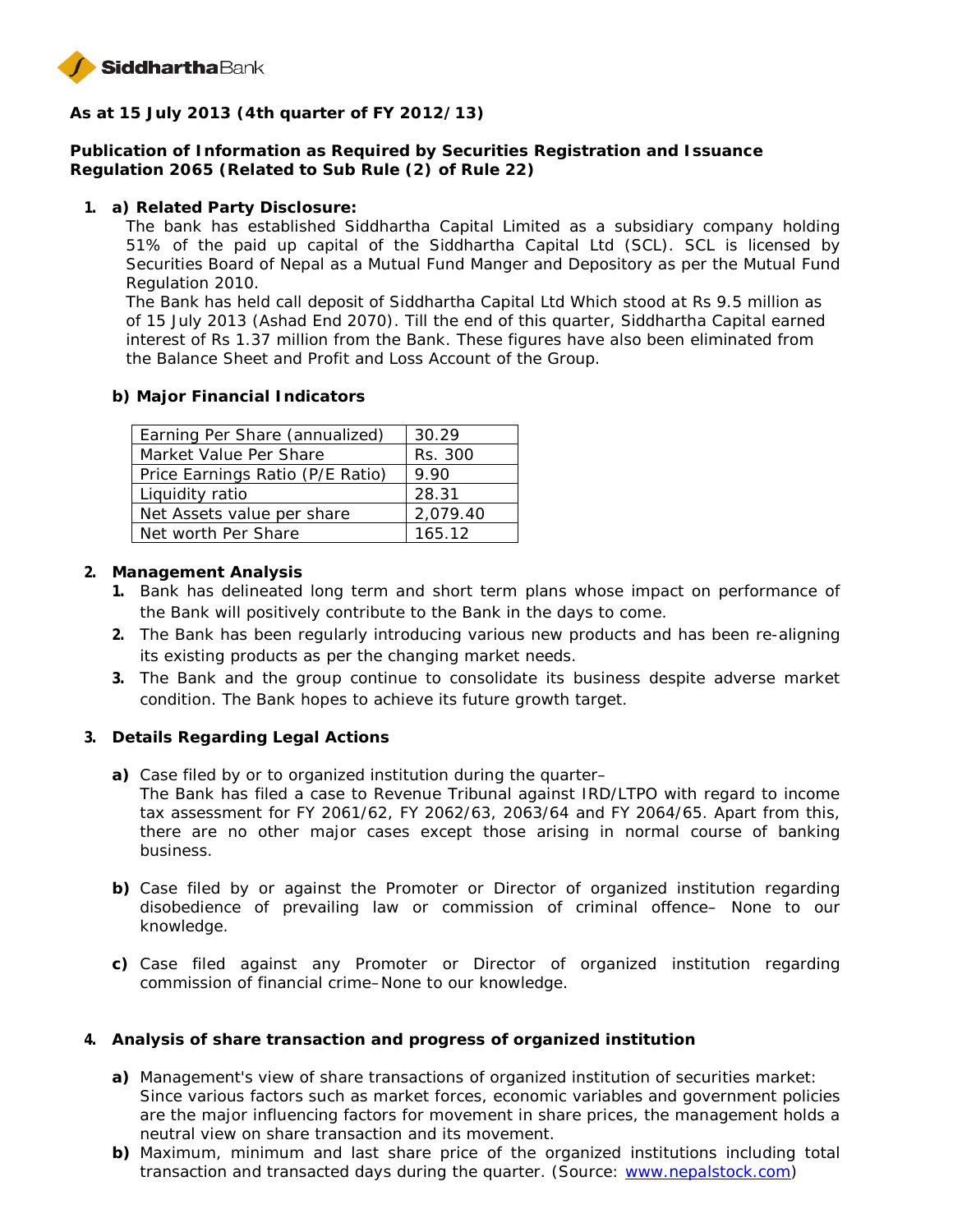**SiddharthaBank**

**As at 15 July 2013 (4th quarter of FY 2012/13)**

**Publication of Information as Required by Securities Registration and Issuance Regulation 2065 (Related to Sub Rule (2) of Rule 22)**

1. **a) Related Party Disclosure:**

   The bank has established Siddhartha Capital Limited as a subsidiary company holding 51% of the paid up capital of the Siddhartha Capital Ltd (SCL). SCL is licensed by Securities Board of Nepal as a Mutual Fund Manger and Depository as per the Mutual Fund Regulation 2010.

   The Bank has held call deposit of Siddhartha Capital Ltd Which stood at Rs 9.5 million as of 15 July 2013 (Ashad End 2070). Till the end of this quarter, Siddhartha Capital earned interest of Rs 1.37 million from the Bank. These figures have also been eliminated from the Balance Sheet and Profit and Loss Account of the Group.

   **b) Major Financial Indicators**

| Earning Per Share (annualized) | 30.29 |
|---|---|
| Market Value Per Share | Rs. 300 |
| Price Earnings Ratio (P/E Ratio) | 9.90 |
| Liquidity ratio | 28.31 |
| Net Assets value per share | 2,079.40 |
| Net worth Per Share | 165.12 |

2. **Management Analysis**
   1. Bank has delineated long term and short term plans whose impact on performance of the Bank will positively contribute to the Bank in the days to come.
   2. The Bank has been regularly introducing various new products and has been re-aligning its existing products as per the changing market needs.
   3. The Bank and the group continue to consolidate its business despite adverse market condition. The Bank hopes to achieve its future growth target.

3. **Details Regarding Legal Actions**

   **a)** Case filed by or to organized institution during the quarter–
   The Bank has filed a case to Revenue Tribunal against IRD/LTPO with regard to income tax assessment for FY 2061/62, FY 2062/63, 2063/64 and FY 2064/65. Apart from this, there are no other major cases except those arising in normal course of banking business.

   **b)** Case filed by or against the Promoter or Director of organized institution regarding disobedience of prevailing law or commission of criminal offence– None to our knowledge.

   **c)** Case filed against any Promoter or Director of organized institution regarding commission of financial crime–None to our knowledge.

4. **Analysis of share transaction and progress of organized institution**

   **a)** Management's view of share transactions of organized institution of securities market:
   Since various factors such as market forces, economic variables and government policies are the major influencing factors for movement in share prices, the management holds a neutral view on share transaction and its movement.

   **b)** Maximum, minimum and last share price of the organized institutions including total transaction and transacted days during the quarter. (Source: [www.nepalstock.com](www.nepalstock.com))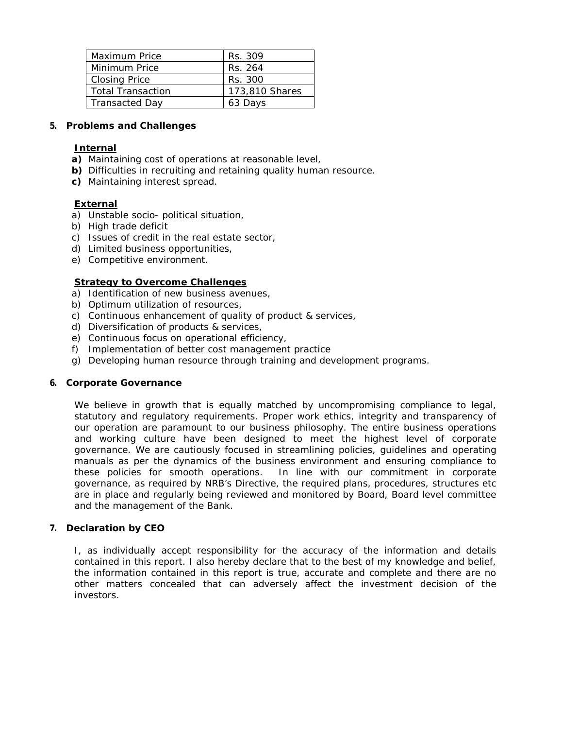| | |
|---|---|
| Maximum Price | Rs. 309 |
| Minimum Price | Rs. 264 |
| Closing Price | Rs. 300 |
| Total Transaction | 173,810 Shares |
| Transacted Day | 63 Days |

## 5. Problems and Challenges

**Internal**

**a)** Maintaining cost of operations at reasonable level,
**b)** Difficulties in recruiting and retaining quality human resource.
**c)** Maintaining interest spread.

**External**

a) Unstable socio- political situation,
b) High trade deficit
c) Issues of credit in the real estate sector,
d) Limited business opportunities,
e) Competitive environment.

**Strategy to Overcome Challenges**

a) Identification of new business avenues,
b) Optimum utilization of resources,
c) Continuous enhancement of quality of product & services,
d) Diversification of products & services,
e) Continuous focus on operational efficiency,
f) Implementation of better cost management practice
g) Developing human resource through training and development programs.

## 6. Corporate Governance

We believe in growth that is equally matched by uncompromising compliance to legal, statutory and regulatory requirements. Proper work ethics, integrity and transparency of our operation are paramount to our business philosophy. The entire business operations and working culture have been designed to meet the highest level of corporate governance. We are cautiously focused in streamlining policies, guidelines and operating manuals as per the dynamics of the business environment and ensuring compliance to these policies for smooth operations. In line with our commitment in corporate governance, as required by NRB's Directive, the required plans, procedures, structures etc are in place and regularly being reviewed and monitored by Board, Board level committee and the management of the Bank.

## 7. Declaration by CEO

I, as individually accept responsibility for the accuracy of the information and details contained in this report. I also hereby declare that to the best of my knowledge and belief, the information contained in this report is true, accurate and complete and there are no other matters concealed that can adversely affect the investment decision of the investors.